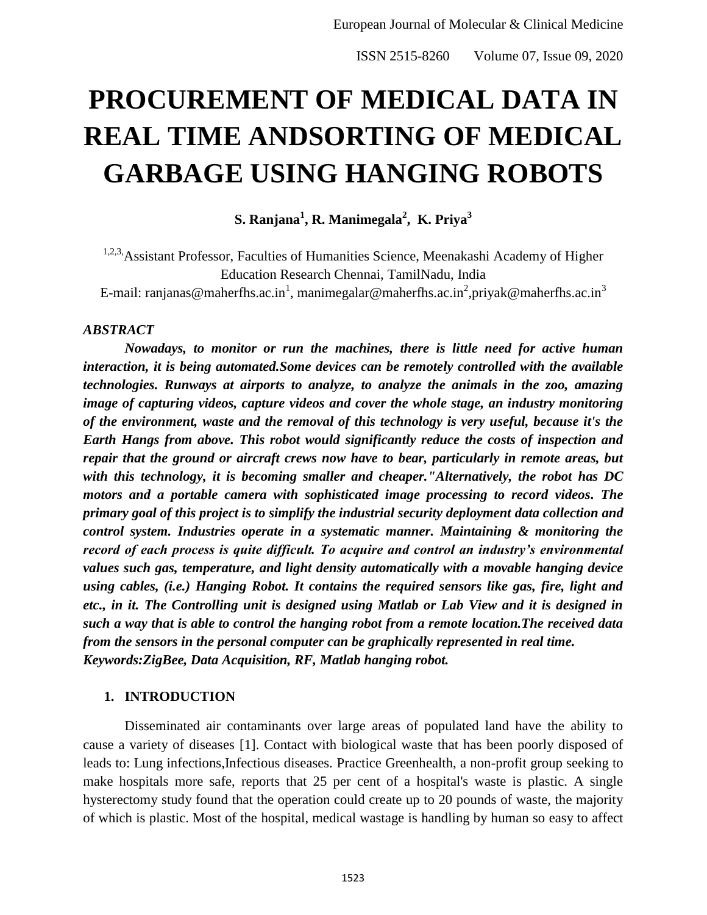# PROCUREMENT OF MEDICAL DATA IN REAL TIME ANDSORTING OF MEDICAL GARBAGE USING HANGING ROBOTS

**S. Ranjana[1], R. Manimegala[2], K. Priya[3]**

[1,2,3,]Assistant Professor, Faculties of Humanities Science, Meenakashi Academy of Higher Education Research Chennai, TamilNadu, India

E-mail: ranjanas@maherfhs.ac.in[1], manimegalar@maherfhs.ac.in[2],priyak@maherfhs.ac.in[3]

***ABSTRACT***

***Nowadays, to monitor or run the machines, there is little need for active human interaction, it is being automated.Some devices can be remotely controlled with the available technologies. Runways at airports to analyze, to analyze the animals in the zoo, amazing image of capturing videos, capture videos and cover the whole stage, an industry monitoring of the environment, waste and the removal of this technology is very useful, because it's the Earth Hangs from above. This robot would significantly reduce the costs of inspection and repair that the ground or aircraft crews now have to bear, particularly in remote areas, but with this technology, it is becoming smaller and cheaper."Alternatively, the robot has DC motors and a portable camera with sophisticated image processing to record videos. The primary goal of this project is to simplify the industrial security deployment data collection and control system. Industries operate in a systematic manner. Maintaining & monitoring the record of each process is quite difficult. To acquire and control an industry's environmental values such gas, temperature, and light density automatically with a movable hanging device using cables, (i.e.) Hanging Robot. It contains the required sensors like gas, fire, light and etc., in it. The Controlling unit is designed using Matlab or Lab View and it is designed in such a way that is able to control the hanging robot from a remote location.The received data from the sensors in the personal computer can be graphically represented in real time.***

***Keywords:ZigBee, Data Acquisition, RF, Matlab hanging robot.***

## 1. INTRODUCTION

Disseminated air contaminants over large areas of populated land have the ability to cause a variety of diseases [1]. Contact with biological waste that has been poorly disposed of leads to: Lung infections,Infectious diseases. Practice Greenhealth, a non-profit group seeking to make hospitals more safe, reports that 25 per cent of a hospital's waste is plastic. A single hysterectomy study found that the operation could create up to 20 pounds of waste, the majority of which is plastic. Most of the hospital, medical wastage is handling by human so easy to affect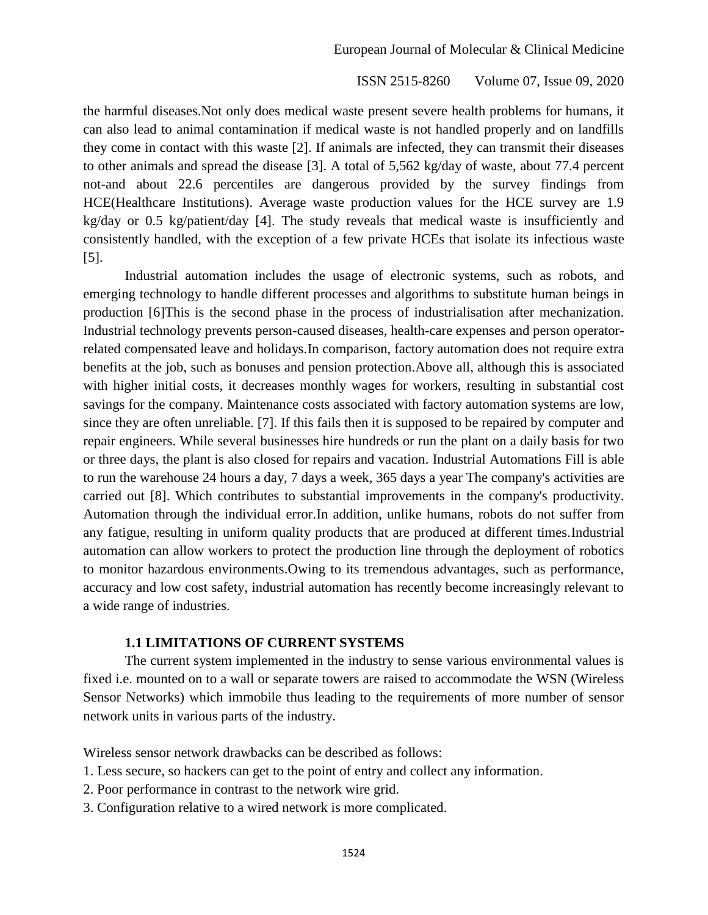the harmful diseases.Not only does medical waste present severe health problems for humans, it can also lead to animal contamination if medical waste is not handled properly and on landfills they come in contact with this waste [2]. If animals are infected, they can transmit their diseases to other animals and spread the disease [3]. A total of 5,562 kg/day of waste, about 77.4 percent not-and about 22.6 percentiles are dangerous provided by the survey findings from HCE(Healthcare Institutions). Average waste production values for the HCE survey are 1.9 kg/day or 0.5 kg/patient/day [4]. The study reveals that medical waste is insufficiently and consistently handled, with the exception of a few private HCEs that isolate its infectious waste [5].

Industrial automation includes the usage of electronic systems, such as robots, and emerging technology to handle different processes and algorithms to substitute human beings in production [6]This is the second phase in the process of industrialisation after mechanization. Industrial technology prevents person-caused diseases, health-care expenses and person operator-related compensated leave and holidays.In comparison, factory automation does not require extra benefits at the job, such as bonuses and pension protection.Above all, although this is associated with higher initial costs, it decreases monthly wages for workers, resulting in substantial cost savings for the company. Maintenance costs associated with factory automation systems are low, since they are often unreliable. [7]. If this fails then it is supposed to be repaired by computer and repair engineers. While several businesses hire hundreds or run the plant on a daily basis for two or three days, the plant is also closed for repairs and vacation. Industrial Automations Fill is able to run the warehouse 24 hours a day, 7 days a week, 365 days a year The company's activities are carried out [8]. Which contributes to substantial improvements in the company's productivity. Automation through the individual error.In addition, unlike humans, robots do not suffer from any fatigue, resulting in uniform quality products that are produced at different times.Industrial automation can allow workers to protect the production line through the deployment of robotics to monitor hazardous environments.Owing to its tremendous advantages, such as performance, accuracy and low cost safety, industrial automation has recently become increasingly relevant to a wide range of industries.

### 1.1 LIMITATIONS OF CURRENT SYSTEMS

The current system implemented in the industry to sense various environmental values is fixed i.e. mounted on to a wall or separate towers are raised to accommodate the WSN (Wireless Sensor Networks) which immobile thus leading to the requirements of more number of sensor network units in various parts of the industry.

Wireless sensor network drawbacks can be described as follows:

1. Less secure, so hackers can get to the point of entry and collect any information.
2. Poor performance in contrast to the network wire grid.
3. Configuration relative to a wired network is more complicated.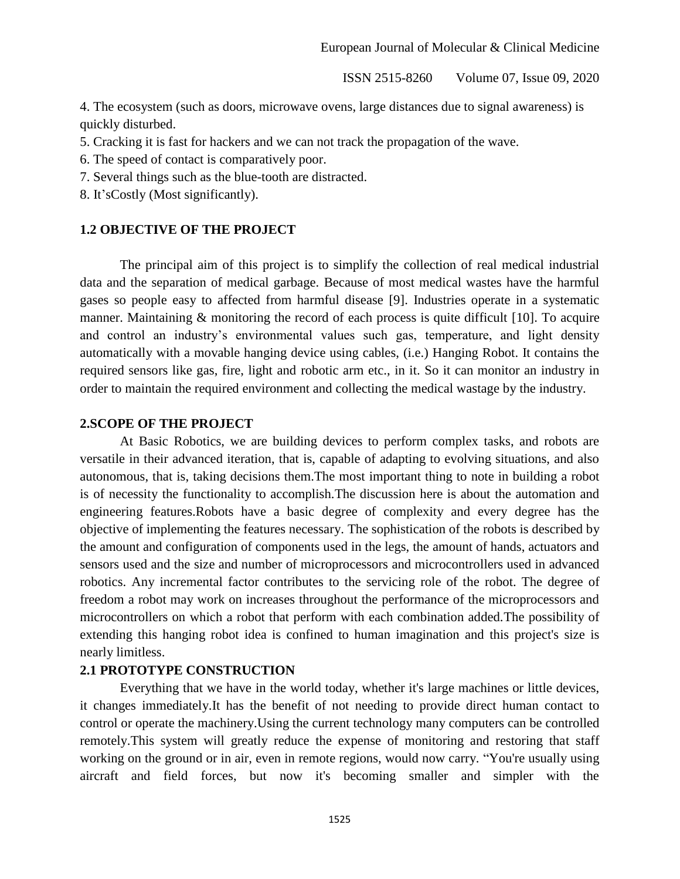4. The ecosystem (such as doors, microwave ovens, large distances due to signal awareness) is quickly disturbed.
5. Cracking it is fast for hackers and we can not track the propagation of the wave.
6. The speed of contact is comparatively poor.
7. Several things such as the blue-tooth are distracted.
8. It'sCostly (Most significantly).

### 1.2 OBJECTIVE OF THE PROJECT

The principal aim of this project is to simplify the collection of real medical industrial data and the separation of medical garbage. Because of most medical wastes have the harmful gases so people easy to affected from harmful disease [9]. Industries operate in a systematic manner. Maintaining & monitoring the record of each process is quite difficult [10]. To acquire and control an industry's environmental values such gas, temperature, and light density automatically with a movable hanging device using cables, (i.e.) Hanging Robot. It contains the required sensors like gas, fire, light and robotic arm etc., in it. So it can monitor an industry in order to maintain the required environment and collecting the medical wastage by the industry.

## 2.SCOPE OF THE PROJECT

At Basic Robotics, we are building devices to perform complex tasks, and robots are versatile in their advanced iteration, that is, capable of adapting to evolving situations, and also autonomous, that is, taking decisions them.The most important thing to note in building a robot is of necessity the functionality to accomplish.The discussion here is about the automation and engineering features.Robots have a basic degree of complexity and every degree has the objective of implementing the features necessary. The sophistication of the robots is described by the amount and configuration of components used in the legs, the amount of hands, actuators and sensors used and the size and number of microprocessors and microcontrollers used in advanced robotics. Any incremental factor contributes to the servicing role of the robot. The degree of freedom a robot may work on increases throughout the performance of the microprocessors and microcontrollers on which a robot that perform with each combination added.The possibility of extending this hanging robot idea is confined to human imagination and this project's size is nearly limitless.

### 2.1 PROTOTYPE CONSTRUCTION

Everything that we have in the world today, whether it's large machines or little devices, it changes immediately.It has the benefit of not needing to provide direct human contact to control or operate the machinery.Using the current technology many computers can be controlled remotely.This system will greatly reduce the expense of monitoring and restoring that staff working on the ground or in air, even in remote regions, would now carry. "You're usually using aircraft and field forces, but now it's becoming smaller and simpler with the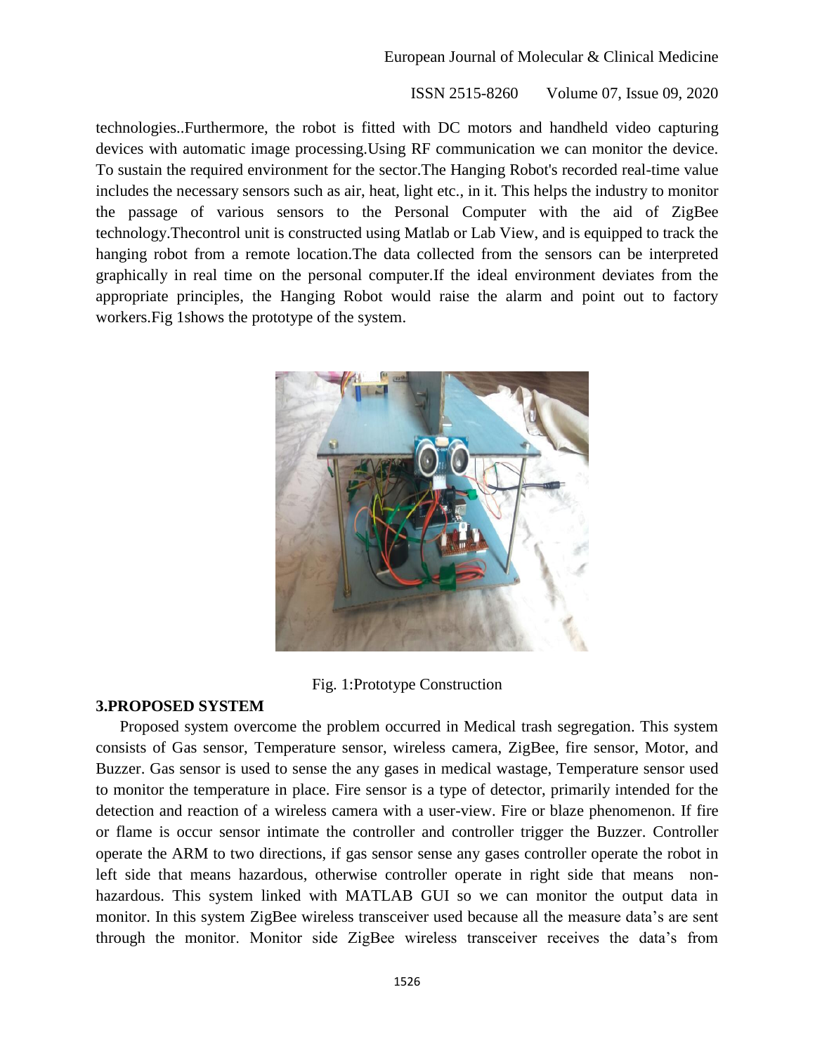technologies..Furthermore, the robot is fitted with DC motors and handheld video capturing devices with automatic image processing.Using RF communication we can monitor the device. To sustain the required environment for the sector.The Hanging Robot's recorded real-time value includes the necessary sensors such as air, heat, light etc., in it. This helps the industry to monitor the passage of various sensors to the Personal Computer with the aid of ZigBee technology.Thecontrol unit is constructed using Matlab or Lab View, and is equipped to track the hanging robot from a remote location.The data collected from the sensors can be interpreted graphically in real time on the personal computer.If the ideal environment deviates from the appropriate principles, the Hanging Robot would raise the alarm and point out to factory workers.Fig 1shows the prototype of the system.

Fig. 1:Prototype Construction

## 3.PROPOSED SYSTEM

Proposed system overcome the problem occurred in Medical trash segregation. This system consists of Gas sensor, Temperature sensor, wireless camera, ZigBee, fire sensor, Motor, and Buzzer. Gas sensor is used to sense the any gases in medical wastage, Temperature sensor used to monitor the temperature in place. Fire sensor is a type of detector, primarily intended for the detection and reaction of a wireless camera with a user-view. Fire or blaze phenomenon. If fire or flame is occur sensor intimate the controller and controller trigger the Buzzer. Controller operate the ARM to two directions, if gas sensor sense any gases controller operate the robot in left side that means hazardous, otherwise controller operate in right side that means non-hazardous. This system linked with MATLAB GUI so we can monitor the output data in monitor. In this system ZigBee wireless transceiver used because all the measure data's are sent through the monitor. Monitor side ZigBee wireless transceiver receives the data's from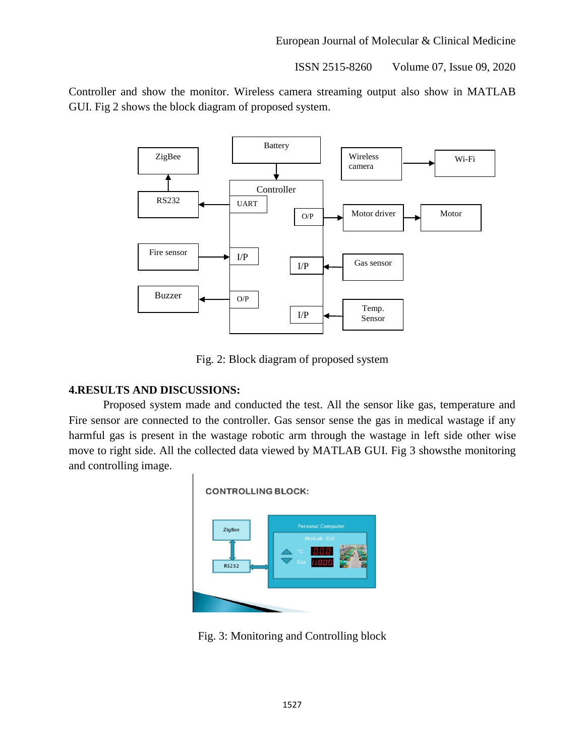Controller and show the monitor. Wireless camera streaming output also show in MATLAB GUI. Fig 2 shows the block diagram of proposed system.

Fig. 2: Block diagram of proposed system

## 4.RESULTS AND DISCUSSIONS:

Proposed system made and conducted the test. All the sensor like gas, temperature and Fire sensor are connected to the controller. Gas sensor sense the gas in medical wastage if any harmful gas is present in the wastage robotic arm through the wastage in left side other wise move to right side. All the collected data viewed by MATLAB GUI. Fig 3 showsthe monitoring and controlling image.

Fig. 3: Monitoring and Controlling block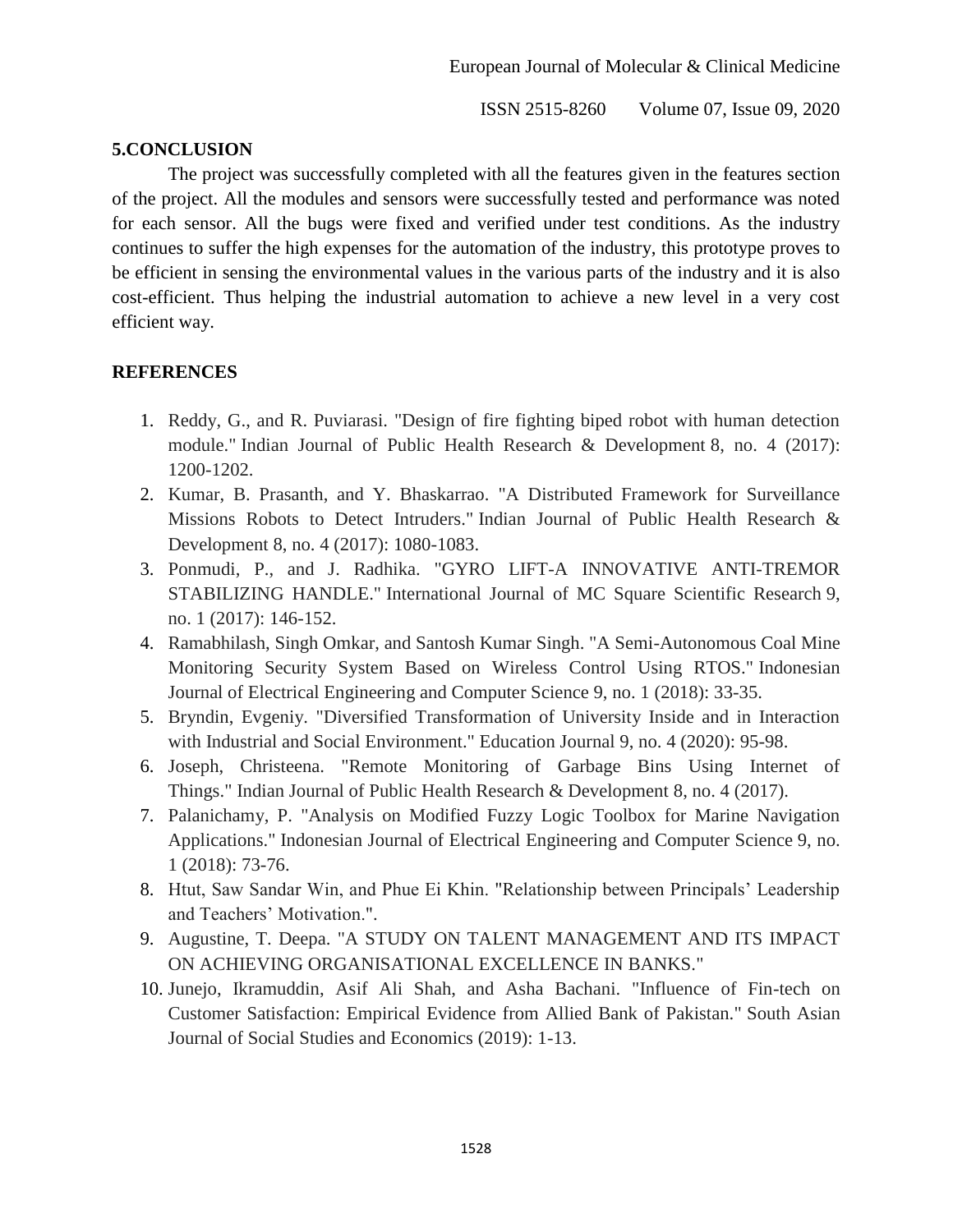## 5.CONCLUSION

The project was successfully completed with all the features given in the features section of the project. All the modules and sensors were successfully tested and performance was noted for each sensor. All the bugs were fixed and verified under test conditions. As the industry continues to suffer the high expenses for the automation of the industry, this prototype proves to be efficient in sensing the environmental values in the various parts of the industry and it is also cost-efficient. Thus helping the industrial automation to achieve a new level in a very cost efficient way.

## REFERENCES

1. Reddy, G., and R. Puviarasi. "Design of fire fighting biped robot with human detection module." Indian Journal of Public Health Research & Development 8, no. 4 (2017): 1200-1202.
2. Kumar, B. Prasanth, and Y. Bhaskarrao. "A Distributed Framework for Surveillance Missions Robots to Detect Intruders." Indian Journal of Public Health Research & Development 8, no. 4 (2017): 1080-1083.
3. Ponmudi, P., and J. Radhika. "GYRO LIFT-A INNOVATIVE ANTI-TREMOR STABILIZING HANDLE." International Journal of MC Square Scientific Research 9, no. 1 (2017): 146-152.
4. Ramabhilash, Singh Omkar, and Santosh Kumar Singh. "A Semi-Autonomous Coal Mine Monitoring Security System Based on Wireless Control Using RTOS." Indonesian Journal of Electrical Engineering and Computer Science 9, no. 1 (2018): 33-35.
5. Bryndin, Evgeniy. "Diversified Transformation of University Inside and in Interaction with Industrial and Social Environment." Education Journal 9, no. 4 (2020): 95-98.
6. Joseph, Christeena. "Remote Monitoring of Garbage Bins Using Internet of Things." Indian Journal of Public Health Research & Development 8, no. 4 (2017).
7. Palanichamy, P. "Analysis on Modified Fuzzy Logic Toolbox for Marine Navigation Applications." Indonesian Journal of Electrical Engineering and Computer Science 9, no. 1 (2018): 73-76.
8. Htut, Saw Sandar Win, and Phue Ei Khin. "Relationship between Principals' Leadership and Teachers' Motivation.".
9. Augustine, T. Deepa. "A STUDY ON TALENT MANAGEMENT AND ITS IMPACT ON ACHIEVING ORGANISATIONAL EXCELLENCE IN BANKS."
10. Junejo, Ikramuddin, Asif Ali Shah, and Asha Bachani. "Influence of Fin-tech on Customer Satisfaction: Empirical Evidence from Allied Bank of Pakistan." South Asian Journal of Social Studies and Economics (2019): 1-13.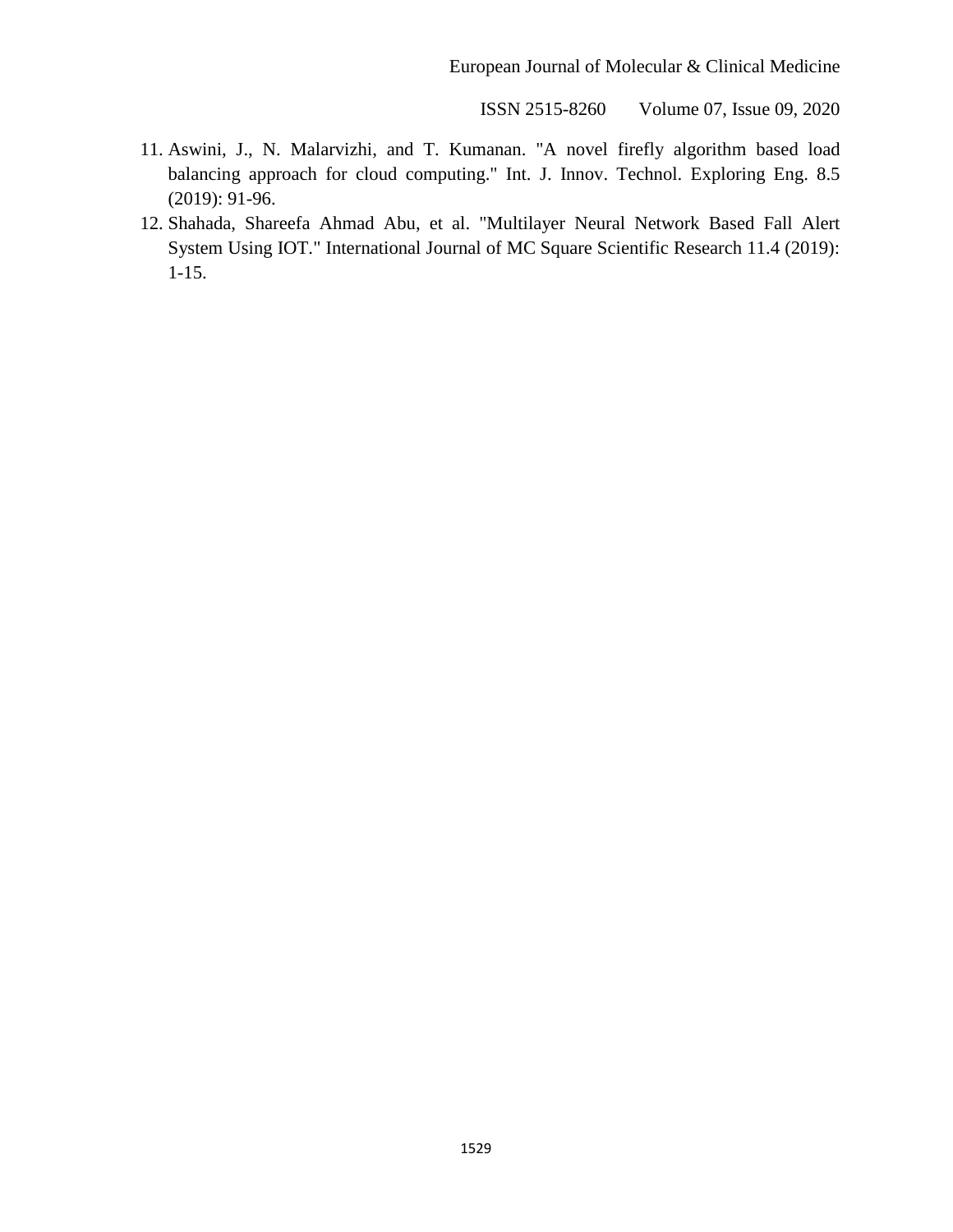11. Aswini, J., N. Malarvizhi, and T. Kumanan. "A novel firefly algorithm based load balancing approach for cloud computing." Int. J. Innov. Technol. Exploring Eng. 8.5 (2019): 91-96.
12. Shahada, Shareefa Ahmad Abu, et al. "Multilayer Neural Network Based Fall Alert System Using IOT." International Journal of MC Square Scientific Research 11.4 (2019): 1-15.